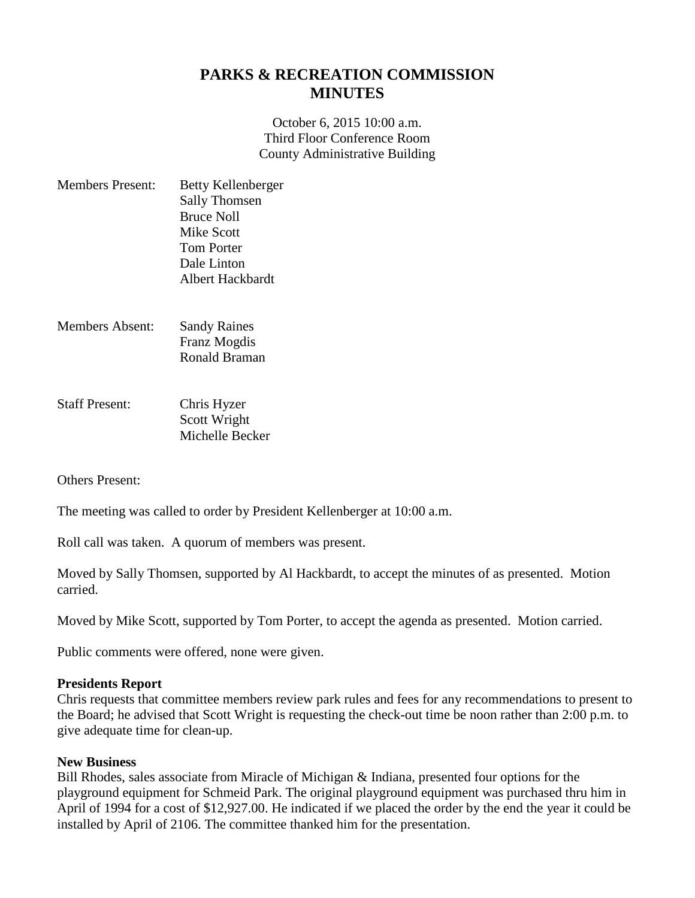# PARKS & RECREATION COMMISSION MINUTES

October 6, 2015 10:00 a.m.
Third Floor Conference Room
County Administrative Building

Members Present: Betty Kellenberger
Sally Thomsen
Bruce Noll
Mike Scott
Tom Porter
Dale Linton
Albert Hackbardt

Members Absent: Sandy Raines
Franz Mogdis
Ronald Braman

Staff Present: Chris Hyzer
Scott Wright
Michelle Becker

Others Present:

The meeting was called to order by President Kellenberger at 10:00 a.m.

Roll call was taken. A quorum of members was present.

Moved by Sally Thomsen, supported by Al Hackbardt, to accept the minutes of as presented. Motion carried.

Moved by Mike Scott, supported by Tom Porter, to accept the agenda as presented. Motion carried.

Public comments were offered, none were given.

**Presidents Report**
Chris requests that committee members review park rules and fees for any recommendations to present to the Board; he advised that Scott Wright is requesting the check-out time be noon rather than 2:00 p.m. to give adequate time for clean-up.

**New Business**
Bill Rhodes, sales associate from Miracle of Michigan & Indiana, presented four options for the playground equipment for Schmeid Park. The original playground equipment was purchased thru him in April of 1994 for a cost of $12,927.00. He indicated if we placed the order by the end the year it could be installed by April of 2106. The committee thanked him for the presentation.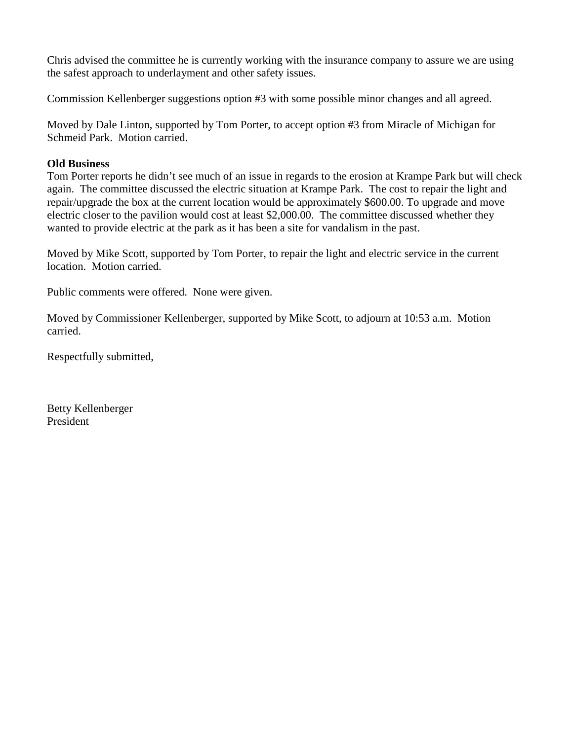Chris advised the committee he is currently working with the insurance company to assure we are using the safest approach to underlayment and other safety issues.

Commission Kellenberger suggestions option #3 with some possible minor changes and all agreed.

Moved by Dale Linton, supported by Tom Porter, to accept option #3 from Miracle of Michigan for Schmeid Park. Motion carried.

**Old Business**

Tom Porter reports he didn't see much of an issue in regards to the erosion at Krampe Park but will check again. The committee discussed the electric situation at Krampe Park. The cost to repair the light and repair/upgrade the box at the current location would be approximately $600.00. To upgrade and move electric closer to the pavilion would cost at least $2,000.00. The committee discussed whether they wanted to provide electric at the park as it has been a site for vandalism in the past.

Moved by Mike Scott, supported by Tom Porter, to repair the light and electric service in the current location. Motion carried.

Public comments were offered. None were given.

Moved by Commissioner Kellenberger, supported by Mike Scott, to adjourn at 10:53 a.m. Motion carried.

Respectfully submitted,

Betty Kellenberger
President